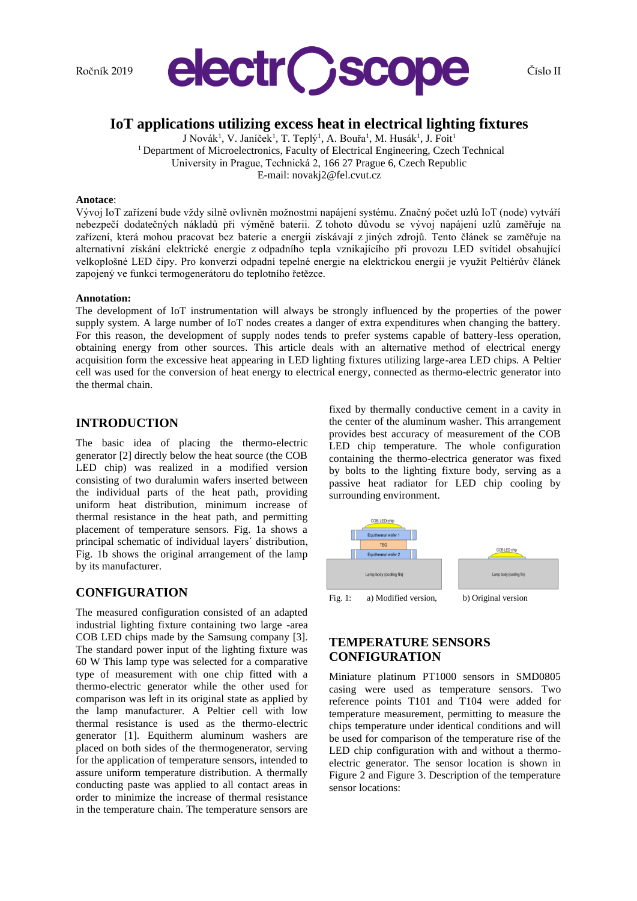# IoT applications utilizing excess heat in electrical lighting fixtures

J Novák[1], V. Janíček[1], T. Teplý[1], A. Bouřa[1], M. Husák[1], J. Foit[1]

[1] Department of Microelectronics, Faculty of Electrical Engineering, Czech Technical University in Prague, Technická 2, 166 27 Prague 6, Czech Republic

E-mail: novakj2@fel.cvut.cz

**Anotace**:

Vývoj IoT zařízení bude vždy silně ovlivněn možnostmi napájení systému. Značný počet uzlů IoT (node) vytváří nebezpečí dodatečných nákladů při výměně baterii. Z tohoto důvodu se vývoj napájení uzlů zaměřuje na zařízení, která mohou pracovat bez baterie a energii získávají z jiných zdrojů. Tento článek se zaměřuje na alternativní získání elektrické energie z odpadního tepla vznikajícího při provozu LED svítidel obsahující velkoplošné LED čipy. Pro konverzi odpadní tepelné energie na elektrickou energii je využit Peltiérův článek zapojený ve funkci termogenerátoru do teplotního řetězce.

**Annotation:**

The development of IoT instrumentation will always be strongly influenced by the properties of the power supply system. A large number of IoT nodes creates a danger of extra expenditures when changing the battery. For this reason, the development of supply nodes tends to prefer systems capable of battery-less operation, obtaining energy from other sources. This article deals with an alternative method of electrical energy acquisition form the excessive heat appearing in LED lighting fixtures utilizing large-area LED chips. A Peltier cell was used for the conversion of heat energy to electrical energy, connected as thermo-electric generator into the thermal chain.

## INTRODUCTION

The basic idea of placing the thermo-electric generator [2] directly below the heat source (the COB LED chip) was realized in a modified version consisting of two duralumin wafers inserted between the individual parts of the heat path, providing uniform heat distribution, minimum increase of thermal resistance in the heat path, and permitting placement of temperature sensors. Fig. 1a shows a principal schematic of individual layers´ distribution, Fig. 1b shows the original arrangement of the lamp by its manufacturer.

## CONFIGURATION

The measured configuration consisted of an adapted industrial lighting fixture containing two large -area COB LED chips made by the Samsung company [3]. The standard power input of the lighting fixture was 60 W This lamp type was selected for a comparative type of measurement with one chip fitted with a thermo-electric generator while the other used for comparison was left in its original state as applied by the lamp manufacturer. A Peltier cell with low thermal resistance is used as the thermo-electric generator [1]. Equitherm aluminum washers are placed on both sides of the thermogenerator, serving for the application of temperature sensors, intended to assure uniform temperature distribution. A thermally conducting paste was applied to all contact areas in order to minimize the increase of thermal resistance in the temperature chain. The temperature sensors are fixed by thermally conductive cement in a cavity in the center of the aluminum washer. This arrangement provides best accuracy of measurement of the COB LED chip temperature. The whole configuration containing the thermo-electrica generator was fixed by bolts to the lighting fixture body, serving as a passive heat radiator for LED chip cooling by surrounding environment.

COB LED chip
Equithermal wafer 1
TEG
Equithermal wafer 2
Lamp body (cooling fin)

COB LED chip
Lamp body (cooling fin)

Fig. 1: a) Modified version, b) Original version

## TEMPERATURE SENSORS CONFIGURATION

Miniature platinum PT1000 sensors in SMD0805 casing were used as temperature sensors. Two reference points T101 and T104 were added for temperature measurement, permitting to measure the chips temperature under identical conditions and will be used for comparison of the temperature rise of the LED chip configuration with and without a thermo-electric generator. The sensor location is shown in Figure 2 and Figure 3. Description of the temperature sensor locations: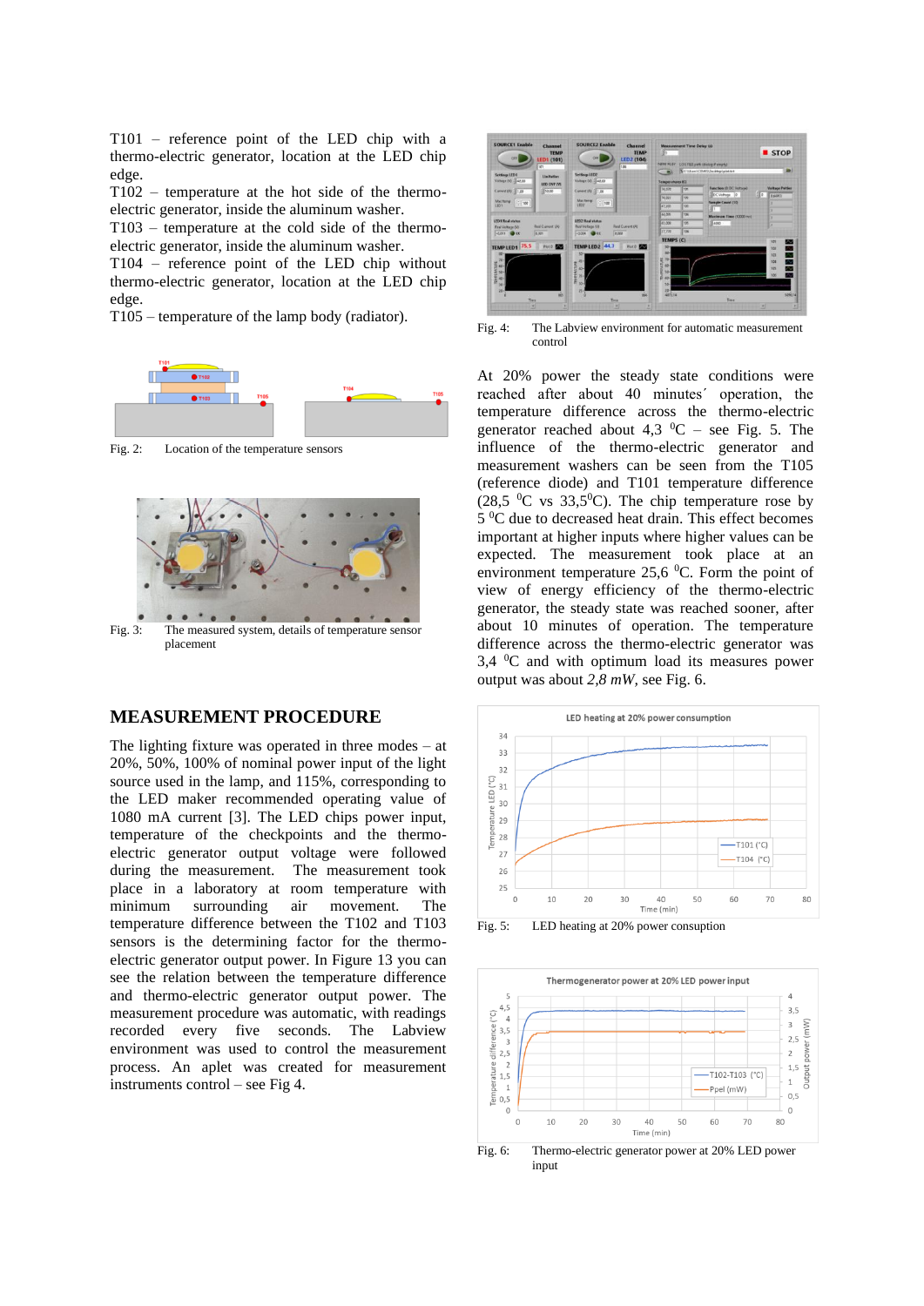T101 – reference point of the LED chip with a thermo-electric generator, location at the LED chip edge.
T102 – temperature at the hot side of the thermo-electric generator, inside the aluminum washer.
T103 – temperature at the cold side of the thermo-electric generator, inside the aluminum washer.
T104 – reference point of the LED chip without thermo-electric generator, location at the LED chip edge.
T105 – temperature of the lamp body (radiator).

Fig. 2: Location of the temperature sensors

Fig. 3: The measured system, details of temperature sensor placement

## MEASUREMENT PROCEDURE

The lighting fixture was operated in three modes – at 20%, 50%, 100% of nominal power input of the light source used in the lamp, and 115%, corresponding to the LED maker recommended operating value of 1080 mA current [3]. The LED chips power input, temperature of the checkpoints and the thermo-electric generator output voltage were followed during the measurement. The measurement took place in a laboratory at room temperature with minimum surrounding air movement. The temperature difference between the T102 and T103 sensors is the determining factor for the thermo-electric generator output power. In Figure 13 you can see the relation between the temperature difference and thermo-electric generator output power. The measurement procedure was automatic, with readings recorded every five seconds. The Labview environment was used to control the measurement process. An aplet was created for measurement instruments control – see Fig 4.

Fig. 4: The Labview environment for automatic measurement control

At 20% power the steady state conditions were reached after about 40 minutes´ operation, the temperature difference across the thermo-electric generator reached about 4,3 $^{0}$C – see Fig. 5. The influence of the thermo-electric generator and measurement washers can be seen from the T105 (reference diode) and T101 temperature difference (28,5 $^{0}$C vs 33,5$^{0}$C). The chip temperature rose by 5 $^{0}$C due to decreased heat drain. This effect becomes important at higher inputs where higher values can be expected. The measurement took place at an environment temperature 25,6 $^{0}$C. Form the point of view of energy efficiency of the thermo-electric generator, the steady state was reached sooner, after about 10 minutes of operation. The temperature difference across the thermo-electric generator was 3,4 $^{0}$C and with optimum load its measures power output was about *2,8 mW*, see Fig. 6.

Fig. 5: LED heating at 20% power consuption

Fig. 6: Thermo-electric generator power at 20% LED power input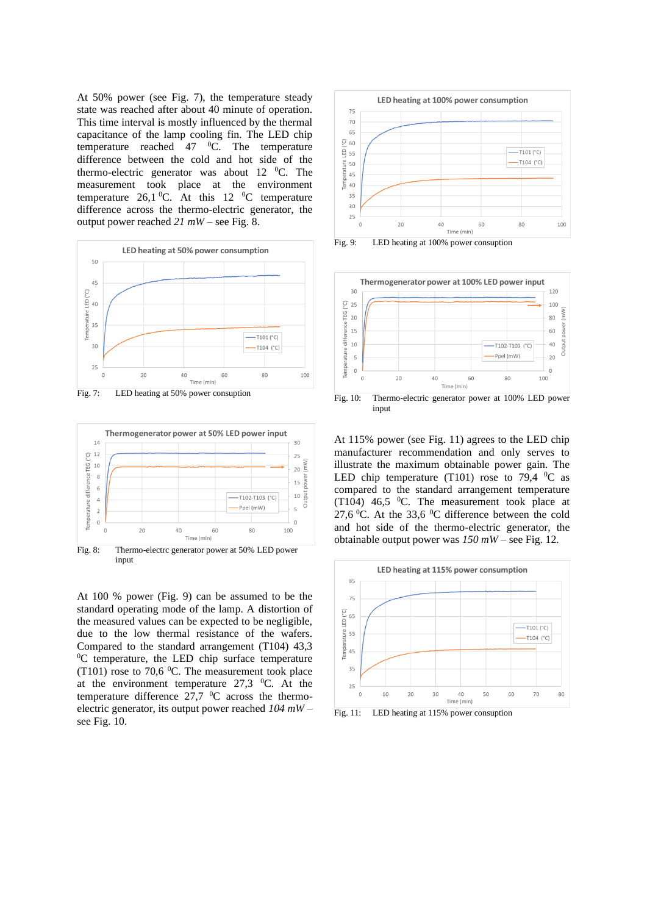At 50% power (see Fig. 7), the temperature steady state was reached after about 40 minute of operation. This time interval is mostly influenced by the thermal capacitance of the lamp cooling fin. The LED chip temperature reached 47 $^0$C. The temperature difference between the cold and hot side of the thermo-electric generator was about 12 $^0$C. The measurement took place at the environment temperature 26,1 $^0$C. At this 12 $^0$C temperature difference across the thermo-electric generator, the output power reached *21 mW* – see Fig. 8.

Fig. 7: LED heating at 50% power consuption

Fig. 8: Thermo-electrc generator power at 50% LED power input

At 100 % power (Fig. 9) can be assumed to be the standard operating mode of the lamp. A distortion of the measured values can be expected to be negligible, due to the low thermal resistance of the wafers. Compared to the standard arrangement (T104) 43,3 $^0$C temperature, the LED chip surface temperature (T101) rose to 70,6 $^0$C. The measurement took place at the environment temperature 27,3 $^0$C. At the temperature difference 27,7 $^0$C across the thermo-electric generator, its output power reached *104 mW* – see Fig. 10.

Fig. 9: LED heating at 100% power consuption

Fig. 10: Thermo-electric generator power at 100% LED power input

At 115% power (see Fig. 11) agrees to the LED chip manufacturer recommendation and only serves to illustrate the maximum obtainable rose power gain. The LED chip temperature (T101) rose to 79,4 $^0$C as compared to the standard arrangement temperature (T104) 46,5 $^0$C. The measurement took place at 27,6 $^0$C. At the 33,6 $^0$C difference between the cold and hot side of the thermo-electric generator, the obtainable output power was *150 mW* – see Fig. 12.

Fig. 11: LED heating at 115% power consuption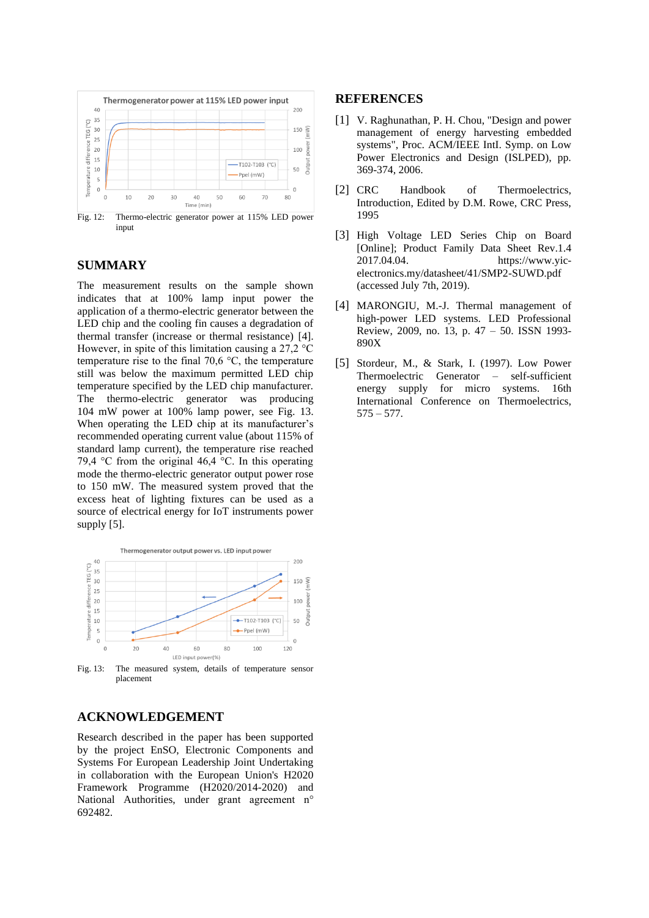Thermogenerator power at 115% LED power input

Temperature difference TEG (°C)

Output power (mW)

40
35
30
25
20
15
10
5
0

200
150
100
50
0

0 10 20 30 40 50 60 70 80

Time (min)

T102-T103 (°C)
Ppel (mW)

Fig. 12: Thermo-electric generator power at 115% LED power input

## SUMMARY

The measurement results on the sample shown indicates that at 100% lamp input power the application of a thermo-electric generator between the LED chip and the cooling fin causes a degradation of thermal transfer (increase or thermal resistance) [4]. However, in spite of this limitation causing a 27,2 °C temperature rise to the final 70,6 °C, the temperature still was below the maximum permitted LED chip temperature specified by the LED chip manufacturer. The thermo-electric generator was producing 104 mW power at 100% lamp power, see Fig. 13. When operating the LED chip at its manufacturer's recommended operating current value (about 115% of standard lamp current), the temperature rise reached 79,4 °C from the original 46,4 °C. In this operating mode the thermo-electric generator output power rose to 150 mW. The measured system proved that the excess heat of lighting fixtures can be used as a source of electrical energy for IoT instruments power supply [5].

Thermogenerator output power vs. LED input power

Temperature difference TEG (°C)

Output power (mW)

40
35
30
25
20
15
10
5
0

200
150
100
50
0

0 20 40 60 80 100 120

LED input power(%)

T102-T103 (°C)
Ppel (mW)

Fig. 13: The measured system, details of temperature sensor placement

## ACKNOWLEDGEMENT

Research described in the paper has been supported by the project EnSO, Electronic Components and Systems For European Leadership Joint Undertaking in collaboration with the European Union's H2020 Framework Programme (H2020/2014-2020) and National Authorities, under grant agreement n° 692482.

## REFERENCES

[1] V. Raghunathan, P. H. Chou, "Design and power management of energy harvesting embedded systems", Proc. ACM/IEEE Intl. Symp. on Low Power Electronics and Design (ISLPED), pp. 369-374, 2006.

[2] CRC Handbook of Thermoelectrics, Introduction, Edited by D.M. Rowe, CRC Press, 1995

[3] High Voltage LED Series Chip on Board [Online]; Product Family Data Sheet Rev.1.4 2017.04.04. https://www.yic-electronics.my/datasheet/41/SMP2-SUWD.pdf (accessed July 7th, 2019).

[4] MARONGIU, M.-J. Thermal management of high-power LED systems. LED Professional Review, 2009, no. 13, p. 47 – 50. ISSN 1993-890X

[5] Stordeur, M., & Stark, I. (1997). Low Power Thermoelectric Generator – self-sufficient energy supply for micro systems. 16th International Conference on Thermoelectrics, 575 – 577.